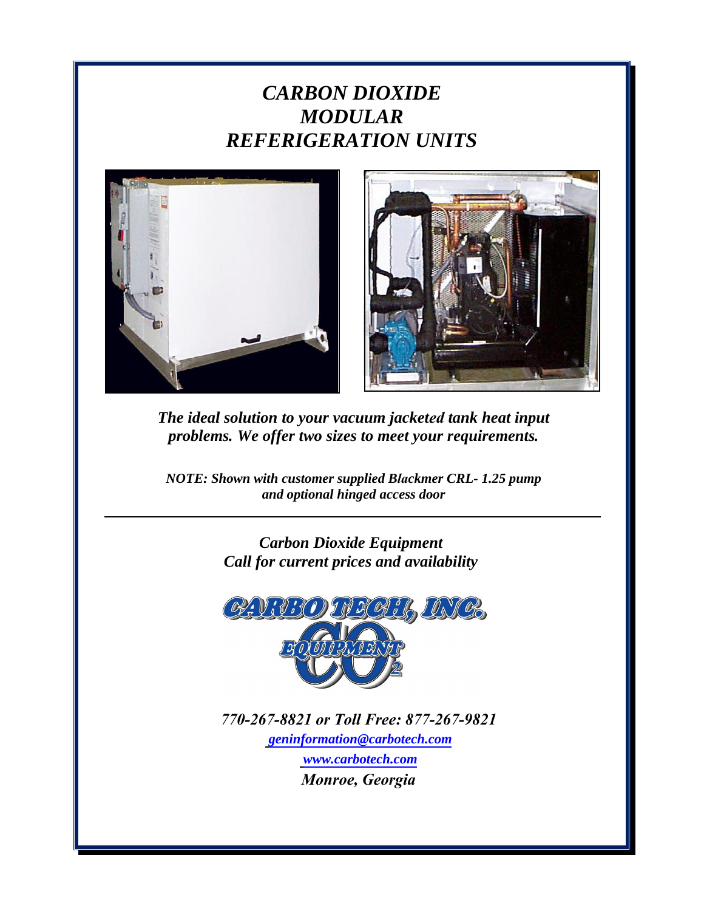# *CARBON DIOXIDE*
# *MODULAR*
# *REFERIGERATION UNITS*

***The ideal solution to your vacuum jacketed tank heat input problems. We offer two sizes to meet your requirements.***

***NOTE: Shown with customer supplied Blackmer CRL- 1.25 pump and optional hinged access door***

---

***Carbon Dioxide Equipment***
***Call for current prices and availability***

**CARBO TECH, INC.**
**EQUIPMENT $CO_2$**

***770-267-8821 or Toll Free: 877-267-9821***

***geninformation@carbotech.com***

***www.carbotech.com***

***Monroe, Georgia***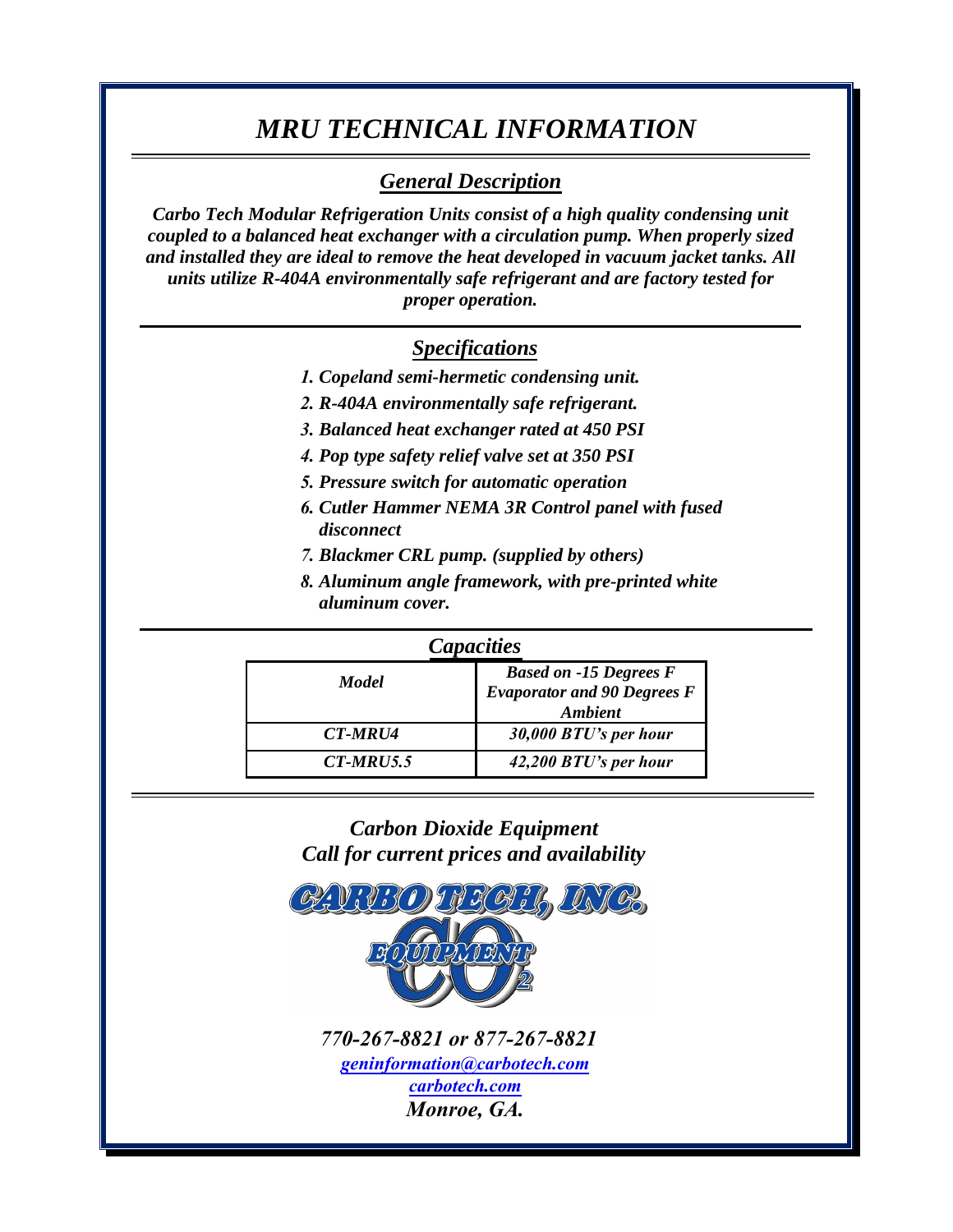# *MRU TECHNICAL INFORMATION*

## *General Description*

***Carbo Tech Modular Refrigeration Units consist of a high quality condensing unit coupled to a balanced heat exchanger with a circulation pump. When properly sized and installed they are ideal to remove the heat developed in vacuum jacket tanks. All units utilize R-404A environmentally safe refrigerant and are factory tested for proper operation.***

## *Specifications*

1. ***Copeland semi-hermetic condensing unit.***
2. ***R-404A environmentally safe refrigerant.***
3. ***Balanced heat exchanger rated at 450 PSI***
4. ***Pop type safety relief valve set at 350 PSI***
5. ***Pressure switch for automatic operation***
6. ***Cutler Hammer NEMA 3R Control panel with fused disconnect***
7. ***Blackmer CRL pump. (supplied by others)***
8. ***Aluminum angle framework, with pre-printed white aluminum cover.***

## *Capacities*

| ***Model*** | ***Based on -15 Degrees F Evaporator and 90 Degrees F Ambient*** |
|---|---|
| ***CT-MRU4*** | ***30,000 BTU's per hour*** |
| ***CT-MRU5.5*** | ***42,200 BTU's per hour*** |

***Carbon Dioxide Equipment***
***Call for current prices and availability***

**CARBO TECH, INC.**
**EQUIPMENT** $CO_2$

***770-267-8821 or 877-267-8821***

***geninformation@carbotech.com***

***carbotech.com***

***Monroe, GA.***